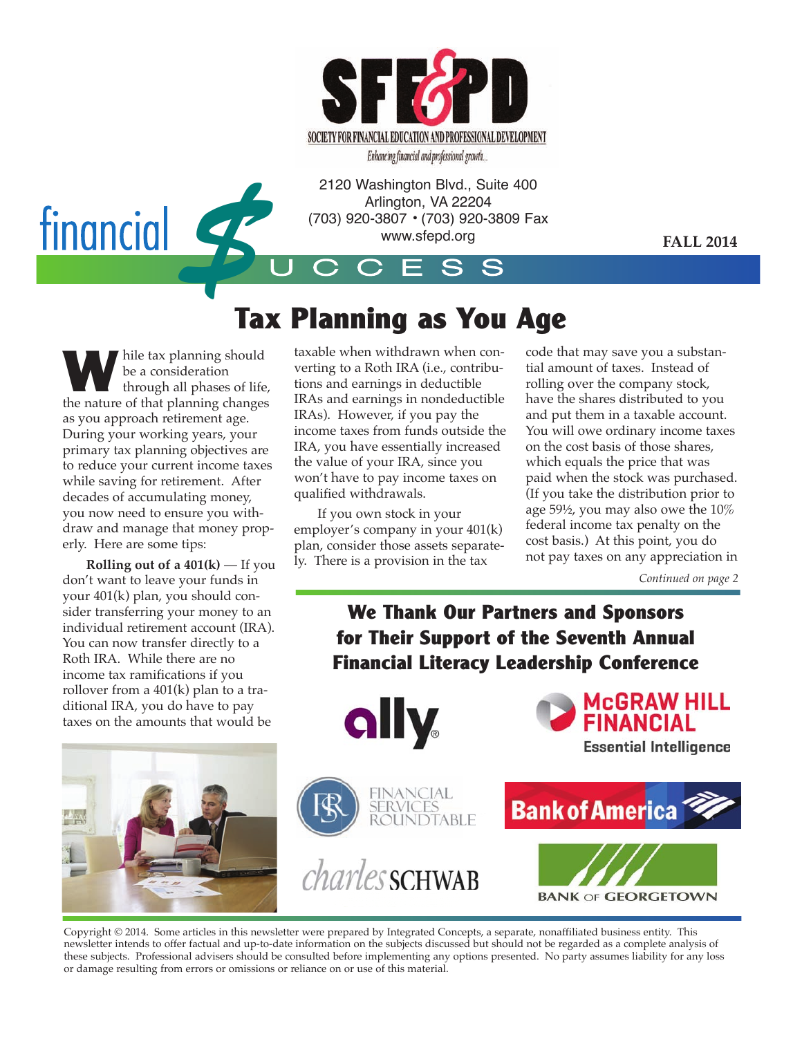SFE&PD

SOCIETY FOR FINANCIAL EDUCATION AND PROFESSIONAL DEVELOPMENT

*Enhancing financial and professional growth...*

2120 Washington Blvd., Suite 400
Arlington, VA 22204
(703) 920-3807 • (703) 920-3809 Fax
www.sfepd.org

# financial $UCCESS

**FALL 2014**

## Tax Planning as You Age

While tax planning should be a consideration through all phases of life, the nature of that planning changes as you approach retirement age. During your working years, your primary tax planning objectives are to reduce your current income taxes while saving for retirement. After decades of accumulating money, you now need to ensure you withdraw and manage that money properly. Here are some tips:

**Rolling out of a 401(k)** — If you don't want to leave your funds in your 401(k) plan, you should consider transferring your money to an individual retirement account (IRA). You can now transfer directly to a Roth IRA. While there are no income tax ramifications if you rollover from a 401(k) plan to a traditional IRA, you do have to pay taxes on the amounts that would be taxable when withdrawn when converting to a Roth IRA (i.e., contributions and earnings in deductible IRAs and earnings in nondeductible IRAs). However, if you pay the income taxes from funds outside the IRA, you have essentially increased the value of your IRA, since you won't have to pay income taxes on qualified withdrawals.

If you own stock in your employer's company in your 401(k) plan, consider those assets separately. There is a provision in the tax code that may save you a substantial amount of taxes. Instead of rolling over the company stock, have the shares distributed to you and put them in a taxable account. You will owe ordinary income taxes on the cost basis of those shares, which equals the price that was paid when the stock was purchased. (If you take the distribution prior to age 59½, you may also owe the 10% federal income tax penalty on the cost basis.) At this point, you do not pay taxes on any appreciation in

*Continued on page 2*

### We Thank Our Partners and Sponsors for Their Support of the Seventh Annual Financial Literacy Leadership Conference

ally

McGRAW HILL FINANCIAL — Essential Intelligence

FINANCIAL SERVICES ROUNDTABLE

Bank of America

charles SCHWAB

BANK OF GEORGETOWN

Copyright © 2014. Some articles in this newsletter were prepared by Integrated Concepts, a separate, nonaffiliated business entity. This newsletter intends to offer factual and up-to-date information on the subjects discussed but should not be regarded as a complete analysis of these subjects. Professional advisers should be consulted before implementing any options presented. No party assumes liability for any loss or damage resulting from errors or omissions or reliance on or use of this material.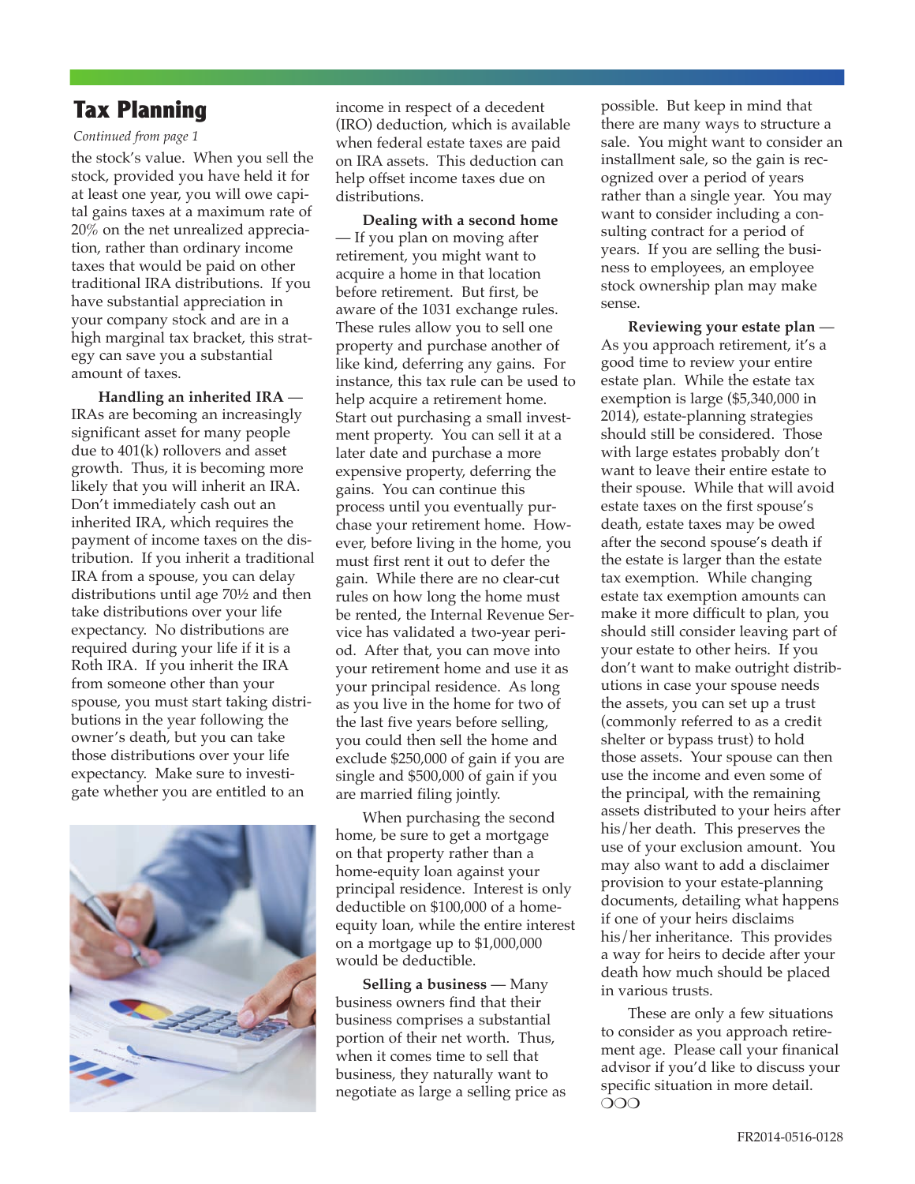## Tax Planning

*Continued from page 1*

the stock's value. When you sell the stock, provided you have held it for at least one year, you will owe capital gains taxes at a maximum rate of 20% on the net unrealized appreciation, rather than ordinary income taxes that would be paid on other traditional IRA distributions. If you have substantial appreciation in your company stock and are in a high marginal tax bracket, this strategy can save you a substantial amount of taxes.

**Handling an inherited IRA** — IRAs are becoming an increasingly significant asset for many people due to 401(k) rollovers and asset growth. Thus, it is becoming more likely that you will inherit an IRA. Don't immediately cash out an inherited IRA, which requires the payment of income taxes on the distribution. If you inherit a traditional IRA from a spouse, you can delay distributions until age 70½ and then take distributions over your life expectancy. No distributions are required during your life if it is a Roth IRA. If you inherit the IRA from someone other than your spouse, you must start taking distributions in the year following the owner's death, but you can take those distributions over your life expectancy. Make sure to investigate whether you are entitled to an income in respect of a decedent (IRO) deduction, which is available when federal estate taxes are paid on IRA assets. This deduction can help offset income taxes due on distributions.

**Dealing with a second home** — If you plan on moving after retirement, you might want to acquire a home in that location before retirement. But first, be aware of the 1031 exchange rules. These rules allow you to sell one property and purchase another of like kind, deferring any gains. For instance, this tax rule can be used to help acquire a retirement home. Start out purchasing a small investment property. You can sell it at a later date and purchase a more expensive property, deferring the gains. You can continue this process until you eventually purchase your retirement home. However, before living in the home, you must first rent it out to defer the gain. While there are no clear-cut rules on how long the home must be rented, the Internal Revenue Service has validated a two-year period. After that, you can move into your retirement home and use it as your principal residence. As long as you live in the home for two of the last five years before selling, you could then sell the home and exclude $250,000 of gain if you are single and $500,000 of gain if you are married filing jointly.

When purchasing the second home, be sure to get a mortgage on that property rather than a home-equity loan against your principal residence. Interest is only deductible on $100,000 of a home-equity loan, while the entire interest on a mortgage up to $1,000,000 would be deductible.

**Selling a business** — Many business owners find that their business comprises a substantial portion of their net worth. Thus, when it comes time to sell that business, they naturally want to negotiate as large a selling price as possible. But keep in mind that there are many ways to structure a sale. You might want to consider an installment sale, so the gain is recognized over a period of years rather than a single year. You may want to consider including a consulting contract for a period of years. If you are selling the business to employees, an employee stock ownership plan may make sense.

**Reviewing your estate plan** — As you approach retirement, it's a good time to review your entire estate plan. While the estate tax exemption is large ($5,340,000 in 2014), estate-planning strategies should still be considered. Those with large estates probably don't want to leave their entire estate to their spouse. While that will avoid estate taxes on the first spouse's death, estate taxes may be owed after the second spouse's death if the estate is larger than the estate tax exemption. While changing estate tax exemption amounts can make it more difficult to plan, you should still consider leaving part of your estate to other heirs. If you don't want to make outright distributions in case your spouse needs the assets, you can set up a trust (commonly referred to as a credit shelter or bypass trust) to hold those assets. Your spouse can then use the income and even some of the principal, with the remaining assets distributed to your heirs after his/her death. This preserves the use of your exclusion amount. You may also want to add a disclaimer provision to your estate-planning documents, detailing what happens if one of your heirs disclaims his/her inheritance. This provides a way for heirs to decide after your death how much should be placed in various trusts.

These are only a few situations to consider as you approach retirement age. Please call your finanical advisor if you'd like to discuss your specific situation in more detail. ❍❍❍

FR2014-0516-0128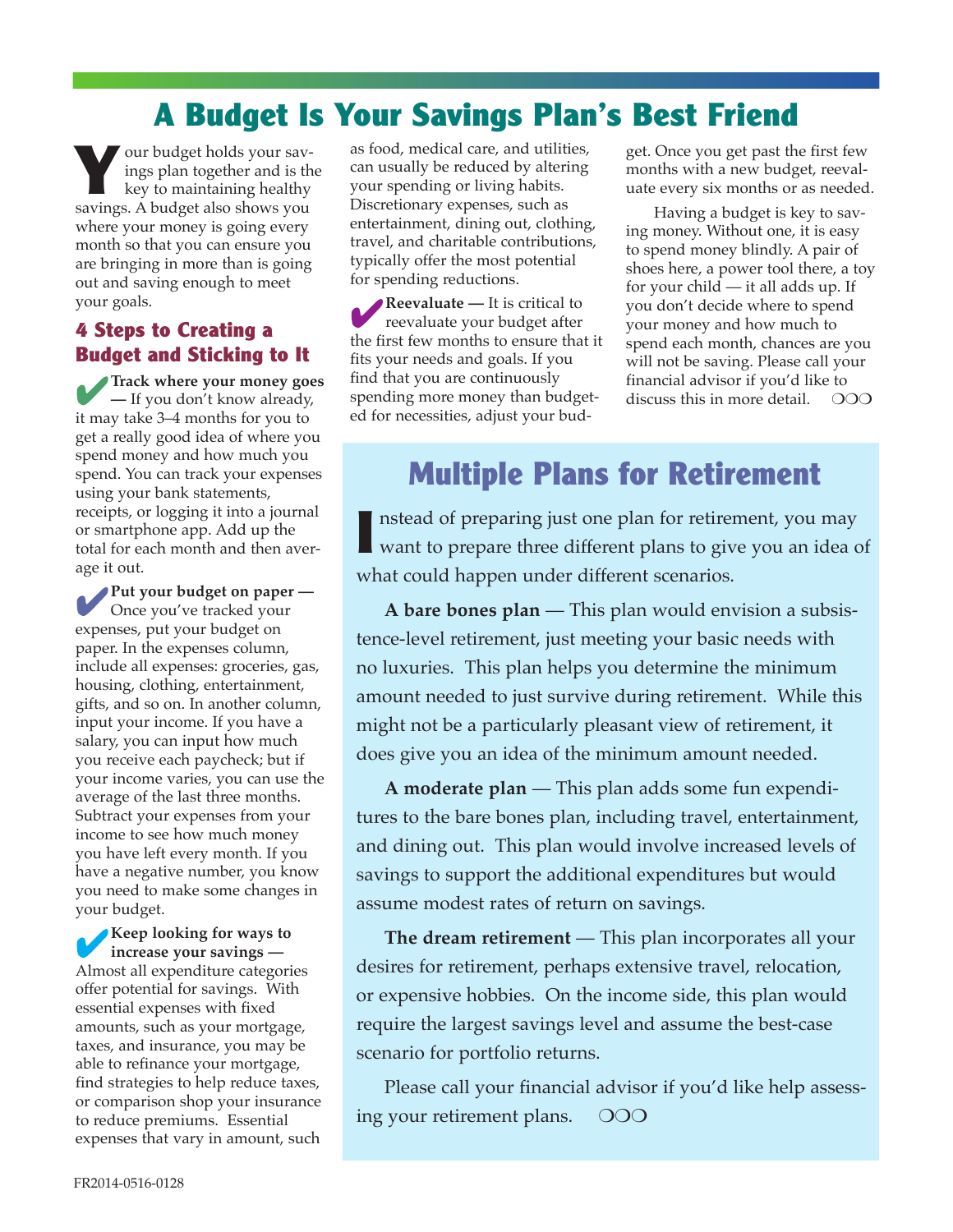# A Budget Is Your Savings Plan's Best Friend

Your budget holds your savings plan together and is the key to maintaining healthy savings. A budget also shows you where your money is going every month so that you can ensure you are bringing in more than is going out and saving enough to meet your goals.

## 4 Steps to Creating a Budget and Sticking to It

✔ **Track where your money goes —** If you don't know already, it may take 3–4 months for you to get a really good idea of where you spend money and how much you spend. You can track your expenses using your bank statements, receipts, or logging it into a journal or smartphone app. Add up the total for each month and then average it out.

✔ **Put your budget on paper —** Once you've tracked your expenses, put your budget on paper. In the expenses column, include all expenses: groceries, gas, housing, clothing, entertainment, gifts, and so on. In another column, input your income. If you have a salary, you can input how much you receive each paycheck; but if your income varies, you can use the average of the last three months. Subtract your expenses from your income to see how much money you have left every month. If you have a negative number, you know you need to make some changes in your budget.

✔ **Keep looking for ways to increase your savings —** Almost all expenditure categories offer potential for savings. With essential expenses with fixed amounts, such as your mortgage, taxes, and insurance, you may be able to refinance your mortgage, find strategies to help reduce taxes, or comparison shop your insurance to reduce premiums. Essential expenses that vary in amount, such as food, medical care, and utilities, can usually be reduced by altering your spending or living habits. Discretionary expenses, such as entertainment, dining out, clothing, travel, and charitable contributions, typically offer the most potential for spending reductions.

✔ **Reevaluate —** It is critical to reevaluate your budget after the first few months to ensure that it fits your needs and goals. If you find that you are continuously spending more money than budgeted for necessities, adjust your budget. Once you get past the first few months with a new budget, reevaluate every six months or as needed.

Having a budget is key to saving money. Without one, it is easy to spend money blindly. A pair of shoes here, a power tool there, a toy for your child — it all adds up. If you don't decide where to spend your money and how much to spend each month, chances are you will not be saving. Please call your financial advisor if you'd like to discuss this in more detail. ❍❍❍

# Multiple Plans for Retirement

Instead of preparing just one plan for retirement, you may want to prepare three different plans to give you an idea of what could happen under different scenarios.

**A bare bones plan** — This plan would envision a subsistence-level retirement, just meeting your basic needs with no luxuries. This plan helps you determine the minimum amount needed to just survive during retirement. While this might not be a particularly pleasant view of retirement, it does give you an idea of the minimum amount needed.

**A moderate plan** — This plan adds some fun expenditures to the bare bones plan, including travel, entertainment, and dining out. This plan would involve increased levels of savings to support the additional expenditures but would assume modest rates of return on savings.

**The dream retirement** — This plan incorporates all your desires for retirement, perhaps extensive travel, relocation, or expensive hobbies. On the income side, this plan would require the largest savings level and assume the best-case scenario for portfolio returns.

Please call your financial advisor if you'd like help assessing your retirement plans. ❍❍❍

FR2014-0516-0128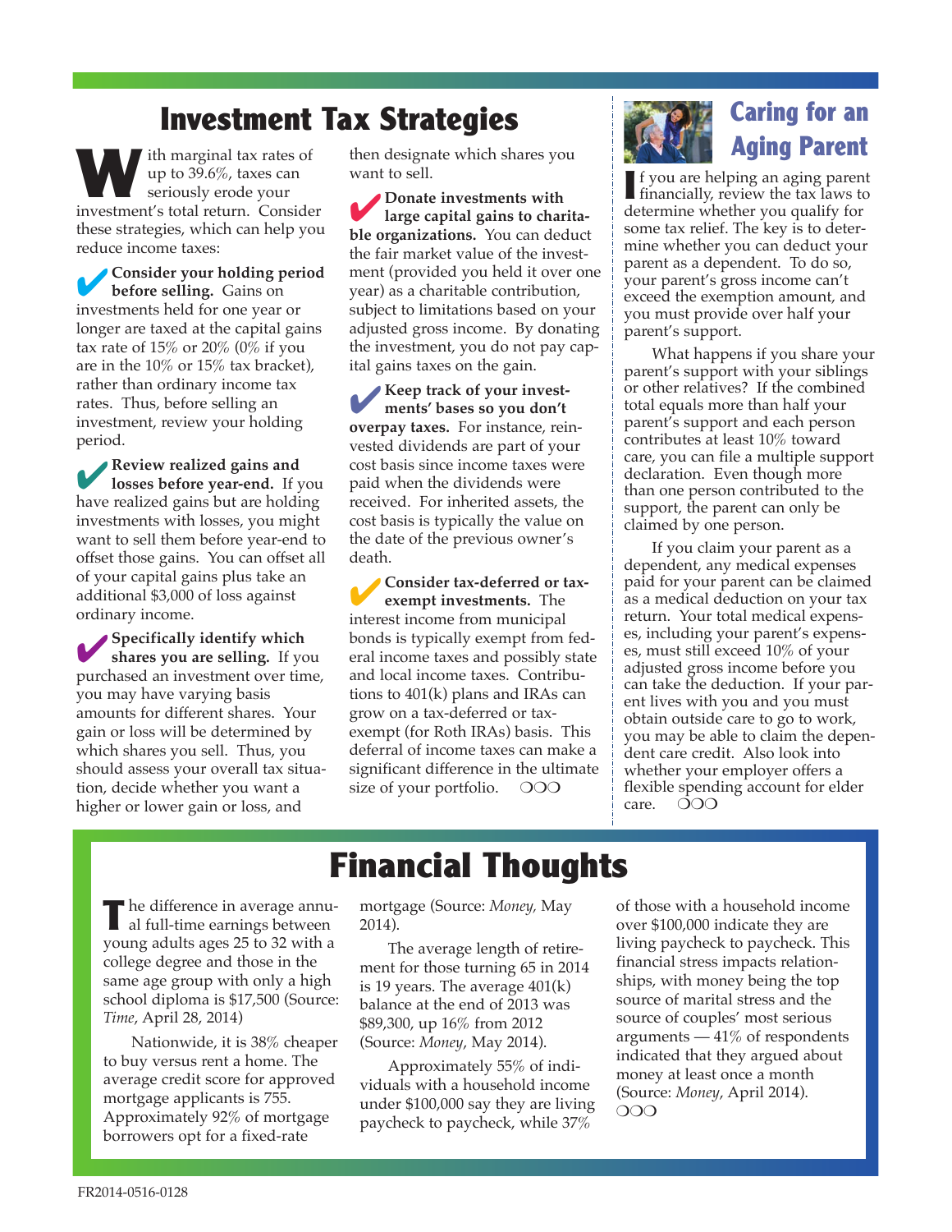# Investment Tax Strategies

With marginal tax rates of up to 39.6%, taxes can seriously erode your investment's total return. Consider these strategies, which can help you reduce income taxes:

✔ **Consider your holding period before selling.** Gains on investments held for one year or longer are taxed at the capital gains tax rate of 15% or 20% (0% if you are in the 10% or 15% tax bracket), rather than ordinary income tax rates. Thus, before selling an investment, review your holding period.

✔ **Review realized gains and losses before year-end.** If you have realized gains but are holding investments with losses, you might want to sell them before year-end to offset those gains. You can offset all of your capital gains plus take an additional $3,000 of loss against ordinary income.

✔ **Specifically identify which shares you are selling.** If you purchased an investment over time, you may have varying basis amounts for different shares. Your gain or loss will be determined by which shares you sell. Thus, you should assess your overall tax situation, decide whether you want a higher or lower gain or loss, and then designate which shares you want to sell.

✔ **Donate investments with large capital gains to charitable organizations.** You can deduct the fair market value of the investment (provided you held it over one year) as a charitable contribution, subject to limitations based on your adjusted gross income. By donating the investment, you do not pay capital gains taxes on the gain.

✔ **Keep track of your investments' bases so you don't overpay taxes.** For instance, reinvested dividends are part of your cost basis since income taxes were paid when the dividends were received. For inherited assets, the cost basis is typically the value on the date of the previous owner's death.

✔ **Consider tax-deferred or tax-exempt investments.** The interest income from municipal bonds is typically exempt from federal income taxes and possibly state and local income taxes. Contributions to 401(k) plans and IRAs can grow on a tax-deferred or tax-exempt (for Roth IRAs) basis. This deferral of income taxes can make a significant difference in the ultimate size of your portfolio. ❍❍❍

# Caring for an Aging Parent

If you are helping an aging parent financially, review the tax laws to determine whether you qualify for some tax relief. The key is to determine whether you can deduct your parent as a dependent. To do so, your parent's gross income can't exceed the exemption amount, and you must provide over half your parent's support.

What happens if you share your parent's support with your siblings or other relatives? If the combined total equals more than half your parent's support and each person contributes at least 10% toward care, you can file a multiple support declaration. Even though more than one person contributed to the support, the parent can only be claimed by one person.

If you claim your parent as a dependent, any medical expenses paid for your parent can be claimed as a medical deduction on your tax return. Your total medical expenses, including your parent's expenses, must still exceed 10% of your adjusted gross income before you can take the deduction. If your parent lives with you and you must obtain outside care to go to work, you may be able to claim the dependent care credit. Also look into whether your employer offers a flexible spending account for elder care. ❍❍❍

# Financial Thoughts

The difference in average annual full-time earnings between young adults ages 25 to 32 with a college degree and those in the same age group with only a high school diploma is $17,500 (Source: *Time*, April 28, 2014)

Nationwide, it is 38% cheaper to buy versus rent a home. The average credit score for approved mortgage applicants is 755. Approximately 92% of mortgage borrowers opt for a fixed-rate mortgage (Source: *Money*, May 2014).

The average length of retirement for those turning 65 in 2014 is 19 years. The average 401(k) balance at the end of 2013 was $89,300, up 16% from 2012 (Source: *Money*, May 2014).

Approximately 55% of individuals with a household income under $100,000 say they are living paycheck to paycheck, while 37% of those with a household income over $100,000 indicate they are living paycheck to paycheck. This financial stress impacts relationships, with money being the top source of marital stress and the source of couples' most serious arguments — 41% of respondents indicated that they argued about money at least once a month (Source: *Money*, April 2014). ❍❍❍

FR2014-0516-0128